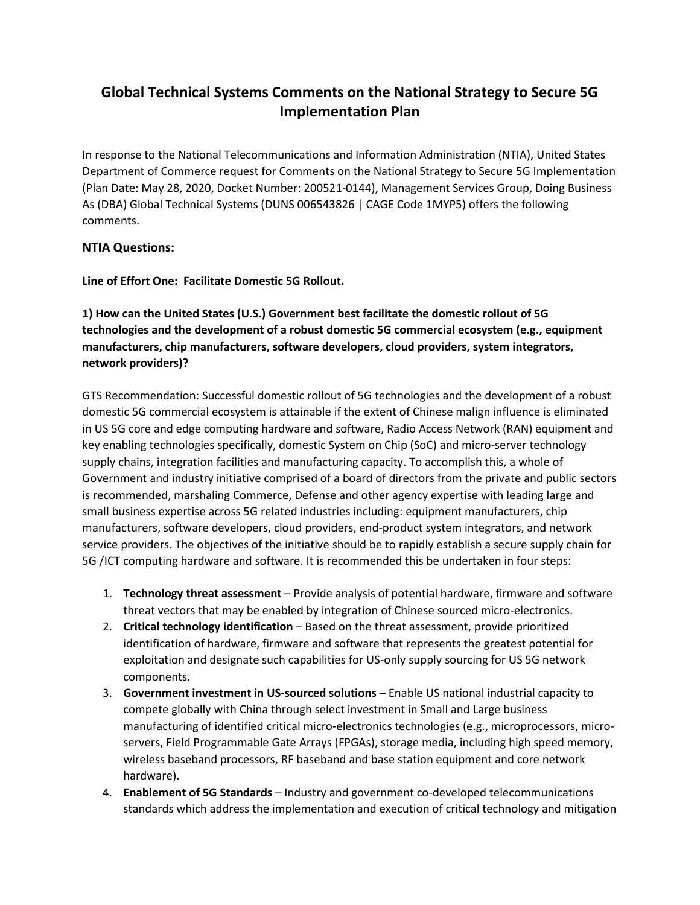# Global Technical Systems Comments on the National Strategy to Secure 5G Implementation Plan

In response to the National Telecommunications and Information Administration (NTIA), United States Department of Commerce request for Comments on the National Strategy to Secure 5G Implementation (Plan Date: May 28, 2020, Docket Number: 200521-0144), Management Services Group, Doing Business As (DBA) Global Technical Systems (DUNS 006543826 | CAGE Code 1MYP5) offers the following comments.

## NTIA Questions:

**Line of Effort One: Facilitate Domestic 5G Rollout.**

**1) How can the United States (U.S.) Government best facilitate the domestic rollout of 5G technologies and the development of a robust domestic 5G commercial ecosystem (e.g., equipment manufacturers, chip manufacturers, software developers, cloud providers, system integrators, network providers)?**

GTS Recommendation: Successful domestic rollout of 5G technologies and the development of a robust domestic 5G commercial ecosystem is attainable if the extent of Chinese malign influence is eliminated in US 5G core and edge computing hardware and software, Radio Access Network (RAN) equipment and key enabling technologies specifically, domestic System on Chip (SoC) and micro-server technology supply chains, integration facilities and manufacturing capacity. To accomplish this, a whole of Government and industry initiative comprised of a board of directors from the private and public sectors is recommended, marshaling Commerce, Defense and other agency expertise with leading large and small business expertise across 5G related industries including: equipment manufacturers, chip manufacturers, software developers, cloud providers, end-product system integrators, and network service providers. The objectives of the initiative should be to rapidly establish a secure supply chain for 5G /ICT computing hardware and software. It is recommended this be undertaken in four steps:

1. **Technology threat assessment** – Provide analysis of potential hardware, firmware and software threat vectors that may be enabled by integration of Chinese sourced micro-electronics.
2. **Critical technology identification** – Based on the threat assessment, provide prioritized identification of hardware, firmware and software that represents the greatest potential for exploitation and designate such capabilities for US-only supply sourcing for US 5G network components.
3. **Government investment in US-sourced solutions** – Enable US national industrial capacity to compete globally with China through select investment in Small and Large business manufacturing of identified critical micro-electronics technologies (e.g., microprocessors, micro-servers, Field Programmable Gate Arrays (FPGAs), storage media, including high speed memory, wireless baseband processors, RF baseband and base station equipment and core network hardware).
4. **Enablement of 5G Standards** – Industry and government co-developed telecommunications standards which address the implementation and execution of critical technology and mitigation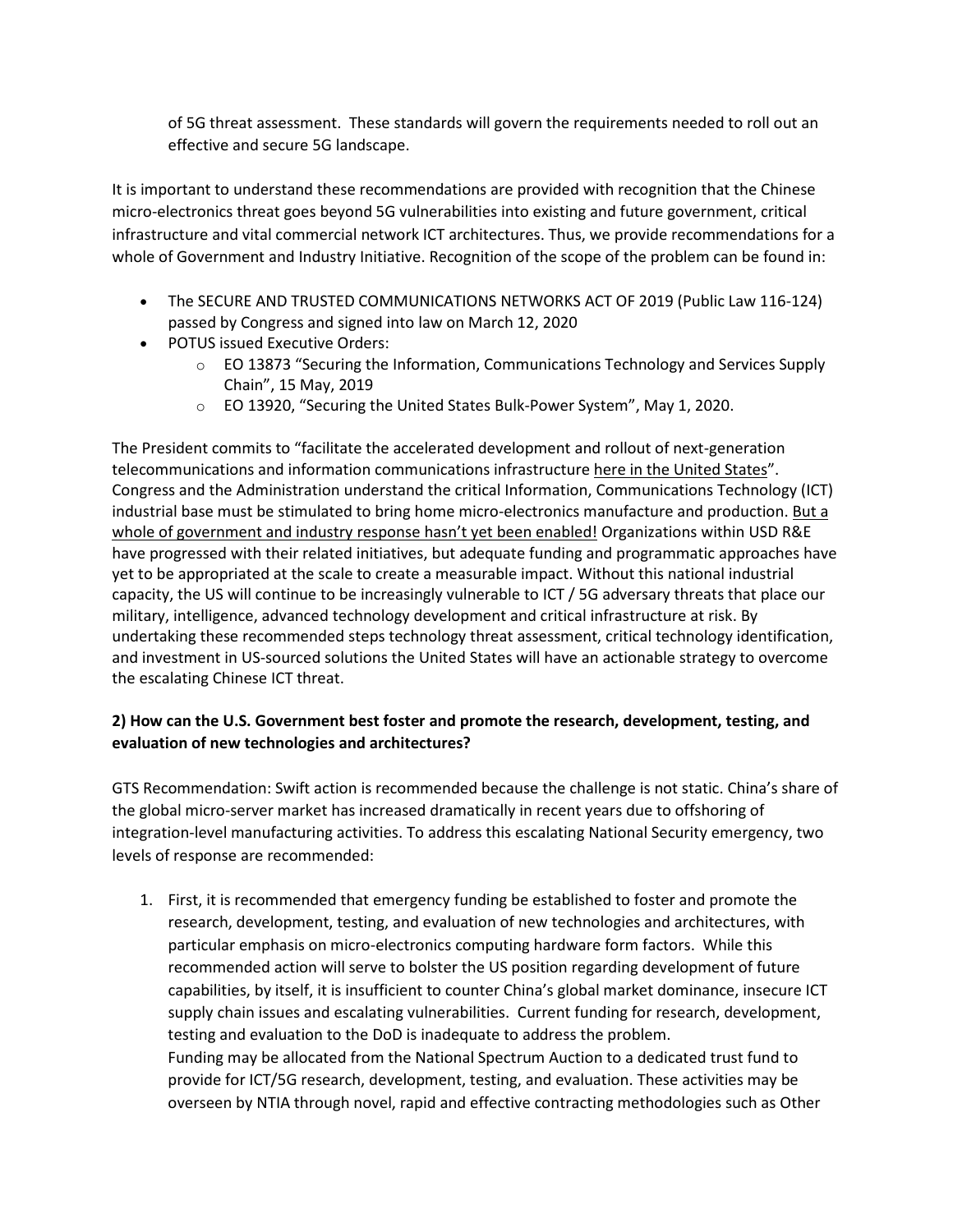of 5G threat assessment. These standards will govern the requirements needed to roll out an effective and secure 5G landscape.

It is important to understand these recommendations are provided with recognition that the Chinese micro-electronics threat goes beyond 5G vulnerabilities into existing and future government, critical infrastructure and vital commercial network ICT architectures. Thus, we provide recommendations for a whole of Government and Industry Initiative. Recognition of the scope of the problem can be found in:

- The SECURE AND TRUSTED COMMUNICATIONS NETWORKS ACT OF 2019 (Public Law 116-124) passed by Congress and signed into law on March 12, 2020
- POTUS issued Executive Orders:
  - EO 13873 "Securing the Information, Communications Technology and Services Supply Chain", 15 May, 2019
  - EO 13920, "Securing the United States Bulk-Power System", May 1, 2020.

The President commits to "facilitate the accelerated development and rollout of next-generation telecommunications and information communications infrastructure <u>here in the United States</u>". Congress and the Administration understand the critical Information, Communications Technology (ICT) industrial base must be stimulated to bring home micro-electronics manufacture and production. <u>But a whole of government and industry response hasn't yet been enabled!</u> Organizations within USD R&E have progressed with their related initiatives, but adequate funding and programmatic approaches have yet to be appropriated at the scale to create a measurable impact. Without this national industrial capacity, the US will continue to be increasingly vulnerable to ICT / 5G adversary threats that place our military, intelligence, advanced technology development and critical infrastructure at risk. By undertaking these recommended steps technology threat assessment, critical technology identification, and investment in US-sourced solutions the United States will have an actionable strategy to overcome the escalating Chinese ICT threat.

**2) How can the U.S. Government best foster and promote the research, development, testing, and evaluation of new technologies and architectures?**

GTS Recommendation: Swift action is recommended because the challenge is not static. China's share of the global micro-server market has increased dramatically in recent years due to offshoring of integration-level manufacturing activities. To address this escalating National Security emergency, two levels of response are recommended:

1. First, it is recommended that emergency funding be established to foster and promote the research, development, testing, and evaluation of new technologies and architectures, with particular emphasis on micro-electronics computing hardware form factors. While this recommended action will serve to bolster the US position regarding development of future capabilities, by itself, it is insufficient to counter China's global market dominance, insecure ICT supply chain issues and escalating vulnerabilities. Current funding for research, development, testing and evaluation to the DoD is inadequate to address the problem.
   Funding may be allocated from the National Spectrum Auction to a dedicated trust fund to provide for ICT/5G research, development, testing, and evaluation. These activities may be overseen by NTIA through novel, rapid and effective contracting methodologies such as Other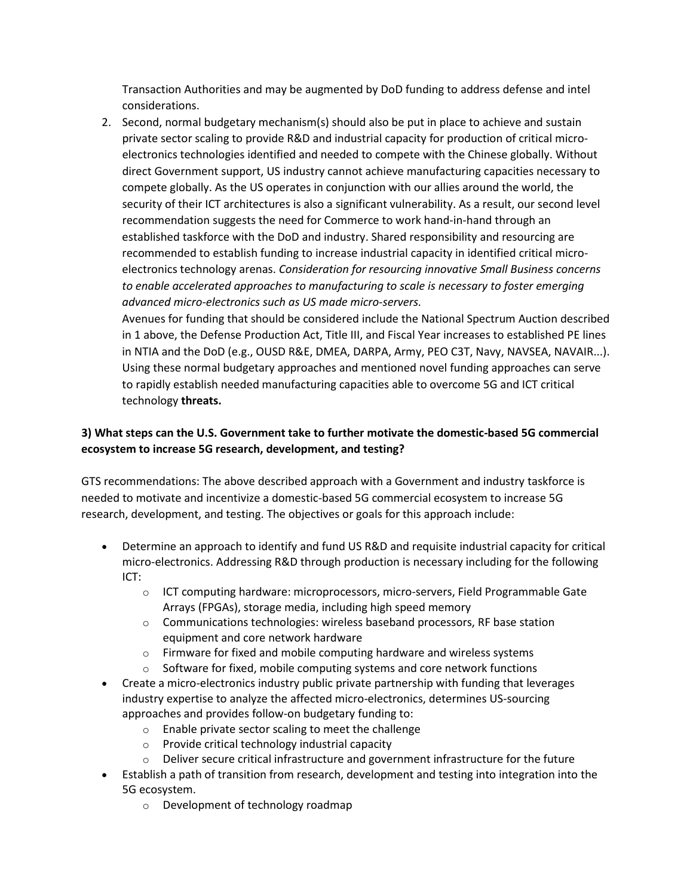Transaction Authorities and may be augmented by DoD funding to address defense and intel considerations.

2. Second, normal budgetary mechanism(s) should also be put in place to achieve and sustain private sector scaling to provide R&D and industrial capacity for production of critical micro-electronics technologies identified and needed to compete with the Chinese globally. Without direct Government support, US industry cannot achieve manufacturing capacities necessary to compete globally. As the US operates in conjunction with our allies around the world, the security of their ICT architectures is also a significant vulnerability. As a result, our second level recommendation suggests the need for Commerce to work hand-in-hand through an established taskforce with the DoD and industry. Shared responsibility and resourcing are recommended to establish funding to increase industrial capacity in identified critical micro-electronics technology arenas. *Consideration for resourcing innovative Small Business concerns to enable accelerated approaches to manufacturing to scale is necessary to foster emerging advanced micro-electronics such as US made micro-servers.*

   Avenues for funding that should be considered include the National Spectrum Auction described in 1 above, the Defense Production Act, Title III, and Fiscal Year increases to established PE lines in NTIA and the DoD (e.g., OUSD R&E, DMEA, DARPA, Army, PEO C3T, Navy, NAVSEA, NAVAIR...). Using these normal budgetary approaches and mentioned novel funding approaches can serve to rapidly establish needed manufacturing capacities able to overcome 5G and ICT critical technology **threats.**

**3) What steps can the U.S. Government take to further motivate the domestic-based 5G commercial ecosystem to increase 5G research, development, and testing?**

GTS recommendations: The above described approach with a Government and industry taskforce is needed to motivate and incentivize a domestic-based 5G commercial ecosystem to increase 5G research, development, and testing. The objectives or goals for this approach include:

- Determine an approach to identify and fund US R&D and requisite industrial capacity for critical micro-electronics. Addressing R&D through production is necessary including for the following ICT:
  - ICT computing hardware: microprocessors, micro-servers, Field Programmable Gate Arrays (FPGAs), storage media, including high speed memory
  - Communications technologies: wireless baseband processors, RF base station equipment and core network hardware
  - Firmware for fixed and mobile computing hardware and wireless systems
  - Software for fixed, mobile computing systems and core network functions
- Create a micro-electronics industry public private partnership with funding that leverages industry expertise to analyze the affected micro-electronics, determines US-sourcing approaches and provides follow-on budgetary funding to:
  - Enable private sector scaling to meet the challenge
  - Provide critical technology industrial capacity
  - Deliver secure critical infrastructure and government infrastructure for the future
- Establish a path of transition from research, development and testing into integration into the 5G ecosystem.
  - Development of technology roadmap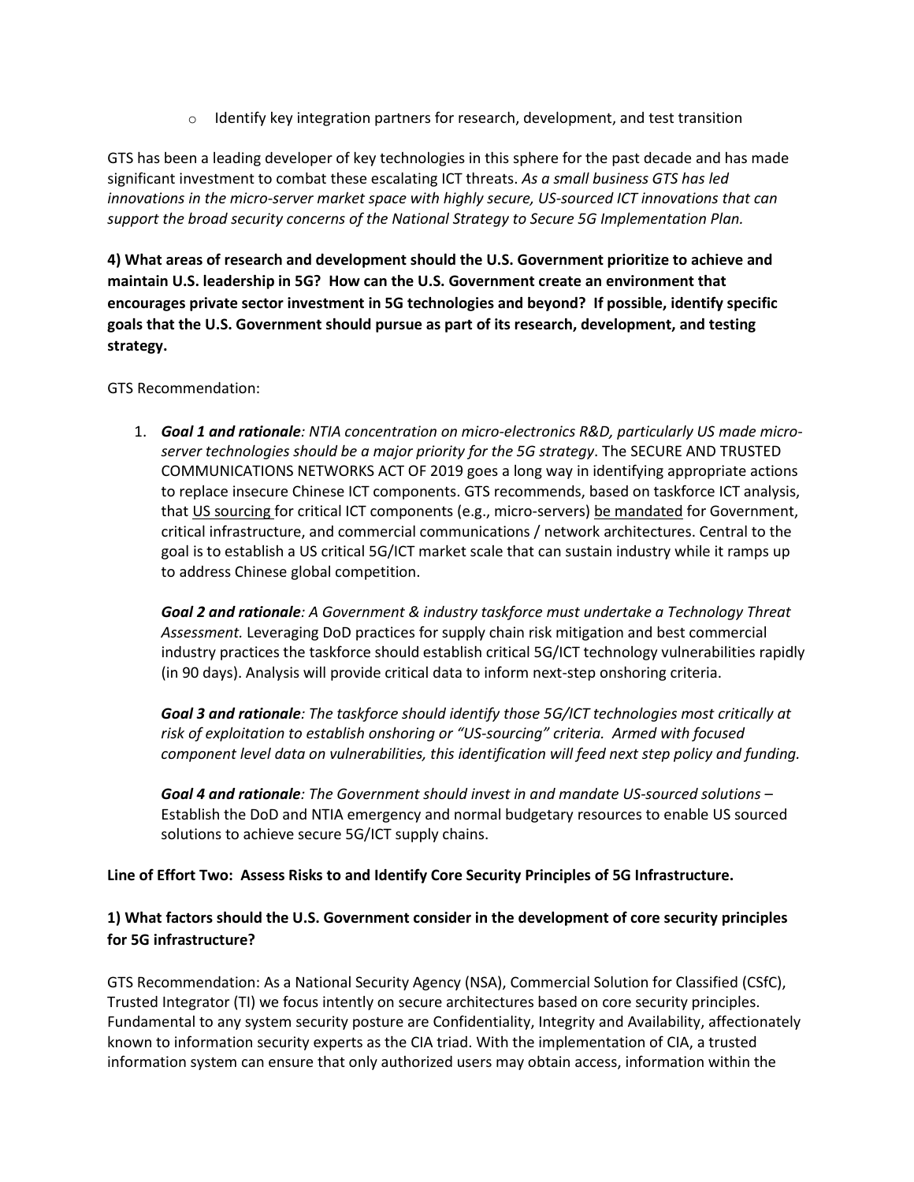- Identify key integration partners for research, development, and test transition

GTS has been a leading developer of key technologies in this sphere for the past decade and has made significant investment to combat these escalating ICT threats. *As a small business GTS has led innovations in the micro-server market space with highly secure, US-sourced ICT innovations that can support the broad security concerns of the National Strategy to Secure 5G Implementation Plan.*

**4) What areas of research and development should the U.S. Government prioritize to achieve and maintain U.S. leadership in 5G? How can the U.S. Government create an environment that encourages private sector investment in 5G technologies and beyond? If possible, identify specific goals that the U.S. Government should pursue as part of its research, development, and testing strategy.**

GTS Recommendation:

1. ***Goal 1 and rationale**: NTIA concentration on micro-electronics R&D, particularly US made micro-server technologies should be a major priority for the 5G strategy*. The SECURE AND TRUSTED COMMUNICATIONS NETWORKS ACT OF 2019 goes a long way in identifying appropriate actions to replace insecure Chinese ICT components. GTS recommends, based on taskforce ICT analysis, that <u>US sourcing</u> for critical ICT components (e.g., micro-servers) <u>be mandated</u> for Government, critical infrastructure, and commercial communications / network architectures. Central to the goal is to establish a US critical 5G/ICT market scale that can sustain industry while it ramps up to address Chinese global competition.

   ***Goal 2 and rationale**: A Government & industry taskforce must undertake a Technology Threat Assessment.* Leveraging DoD practices for supply chain risk mitigation and best commercial industry practices the taskforce should establish critical 5G/ICT technology vulnerabilities rapidly (in 90 days). Analysis will provide critical data to inform next-step onshoring criteria.

   ***Goal 3 and rationale**: The taskforce should identify those 5G/ICT technologies most critically at risk of exploitation to establish onshoring or "US-sourcing" criteria. Armed with focused component level data on vulnerabilities, this identification will feed next step policy and funding.*

   ***Goal 4 and rationale**: The Government should invest in and mandate US-sourced solutions* – Establish the DoD and NTIA emergency and normal budgetary resources to enable US sourced solutions to achieve secure 5G/ICT supply chains.

**Line of Effort Two: Assess Risks to and Identify Core Security Principles of 5G Infrastructure.**

**1) What factors should the U.S. Government consider in the development of core security principles for 5G infrastructure?**

GTS Recommendation: As a National Security Agency (NSA), Commercial Solution for Classified (CSfC), Trusted Integrator (TI) we focus intently on secure architectures based on core security principles. Fundamental to any system security posture are Confidentiality, Integrity and Availability, affectionately known to information security experts as the CIA triad. With the implementation of CIA, a trusted information system can ensure that only authorized users may obtain access, information within the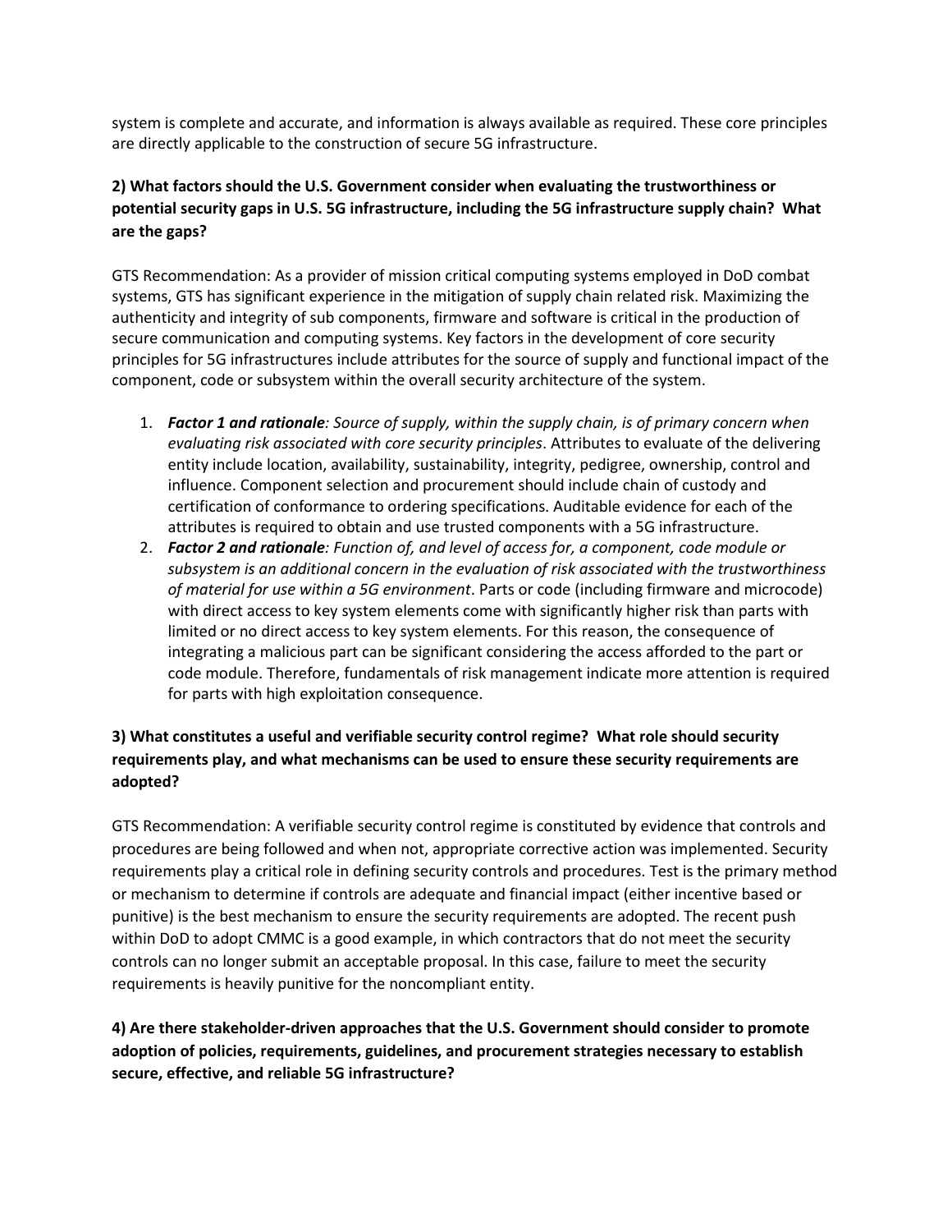system is complete and accurate, and information is always available as required. These core principles are directly applicable to the construction of secure 5G infrastructure.

**2) What factors should the U.S. Government consider when evaluating the trustworthiness or potential security gaps in U.S. 5G infrastructure, including the 5G infrastructure supply chain? What are the gaps?**

GTS Recommendation: As a provider of mission critical computing systems employed in DoD combat systems, GTS has significant experience in the mitigation of supply chain related risk. Maximizing the authenticity and integrity of sub components, firmware and software is critical in the production of secure communication and computing systems. Key factors in the development of core security principles for 5G infrastructures include attributes for the source of supply and functional impact of the component, code or subsystem within the overall security architecture of the system.

1. ***Factor 1 and rationale****: Source of supply, within the supply chain, is of primary concern when evaluating risk associated with core security principles*. Attributes to evaluate of the delivering entity include location, availability, sustainability, integrity, pedigree, ownership, control and influence. Component selection and procurement should include chain of custody and certification of conformance to ordering specifications. Auditable evidence for each of the attributes is required to obtain and use trusted components with a 5G infrastructure.
2. ***Factor 2 and rationale****: Function of, and level of access for, a component, code module or subsystem is an additional concern in the evaluation of risk associated with the trustworthiness of material for use within a 5G environment*. Parts or code (including firmware and microcode) with direct access to key system elements come with significantly higher risk than parts with limited or no direct access to key system elements. For this reason, the consequence of integrating a malicious part can be significant considering the access afforded to the part or code module. Therefore, fundamentals of risk management indicate more attention is required for parts with high exploitation consequence.

**3) What constitutes a useful and verifiable security control regime? What role should security requirements play, and what mechanisms can be used to ensure these security requirements are adopted?**

GTS Recommendation: A verifiable security control regime is constituted by evidence that controls and procedures are being followed and when not, appropriate corrective action was implemented. Security requirements play a critical role in defining security controls and procedures. Test is the primary method or mechanism to determine if controls are adequate and financial impact (either incentive based or punitive) is the best mechanism to ensure the security requirements are adopted. The recent push within DoD to adopt CMMC is a good example, in which contractors that do not meet the security controls can no longer submit an acceptable proposal. In this case, failure to meet the security requirements is heavily punitive for the noncompliant entity.

**4) Are there stakeholder-driven approaches that the U.S. Government should consider to promote adoption of policies, requirements, guidelines, and procurement strategies necessary to establish secure, effective, and reliable 5G infrastructure?**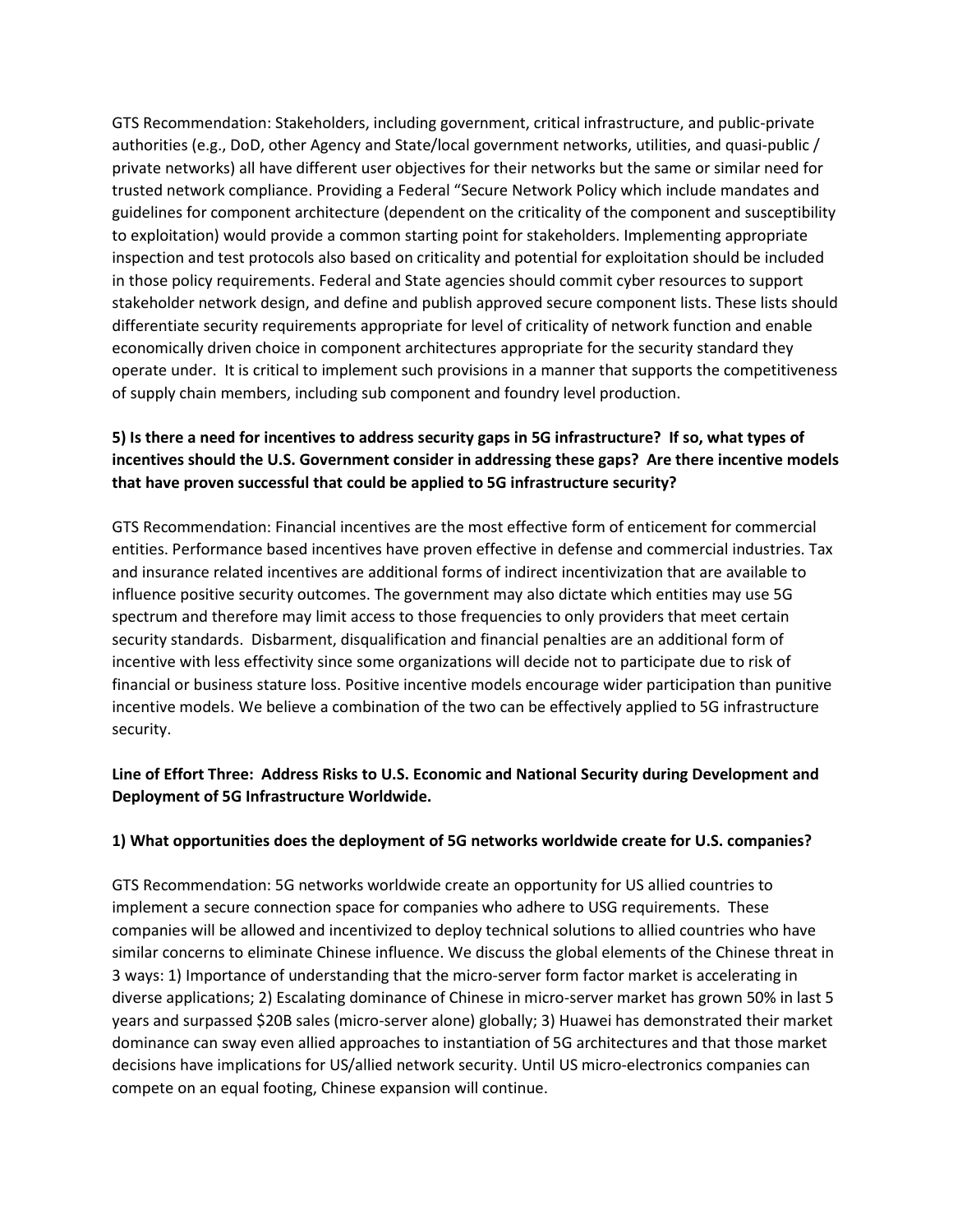GTS Recommendation: Stakeholders, including government, critical infrastructure, and public-private authorities (e.g., DoD, other Agency and State/local government networks, utilities, and quasi-public / private networks) all have different user objectives for their networks but the same or similar need for trusted network compliance. Providing a Federal "Secure Network Policy which include mandates and guidelines for component architecture (dependent on the criticality of the component and susceptibility to exploitation) would provide a common starting point for stakeholders. Implementing appropriate inspection and test protocols also based on criticality and potential for exploitation should be included in those policy requirements. Federal and State agencies should commit cyber resources to support stakeholder network design, and define and publish approved secure component lists. These lists should differentiate security requirements appropriate for level of criticality of network function and enable economically driven choice in component architectures appropriate for the security standard they operate under. It is critical to implement such provisions in a manner that supports the competitiveness of supply chain members, including sub component and foundry level production.

**5) Is there a need for incentives to address security gaps in 5G infrastructure? If so, what types of incentives should the U.S. Government consider in addressing these gaps? Are there incentive models that have proven successful that could be applied to 5G infrastructure security?**

GTS Recommendation: Financial incentives are the most effective form of enticement for commercial entities. Performance based incentives have proven effective in defense and commercial industries. Tax and insurance related incentives are additional forms of indirect incentivization that are available to influence positive security outcomes. The government may also dictate which entities may use 5G spectrum and therefore may limit access to those frequencies to only providers that meet certain security standards. Disbarment, disqualification and financial penalties are an additional form of incentive with less effectivity since some organizations will decide not to participate due to risk of financial or business stature loss. Positive incentive models encourage wider participation than punitive incentive models. We believe a combination of the two can be effectively applied to 5G infrastructure security.

**Line of Effort Three: Address Risks to U.S. Economic and National Security during Development and Deployment of 5G Infrastructure Worldwide.**

**1) What opportunities does the deployment of 5G networks worldwide create for U.S. companies?**

GTS Recommendation: 5G networks worldwide create an opportunity for US allied countries to implement a secure connection space for companies who adhere to USG requirements. These companies will be allowed and incentivized to deploy technical solutions to allied countries who have similar concerns to eliminate Chinese influence. We discuss the global elements of the Chinese threat in 3 ways: 1) Importance of understanding that the micro-server form factor market is accelerating in diverse applications; 2) Escalating dominance of Chinese in micro-server market has grown 50% in last 5 years and surpassed $20B sales (micro-server alone) globally; 3) Huawei has demonstrated their market dominance can sway even allied approaches to instantiation of 5G architectures and that those market decisions have implications for US/allied network security. Until US micro-electronics companies can compete on an equal footing, Chinese expansion will continue.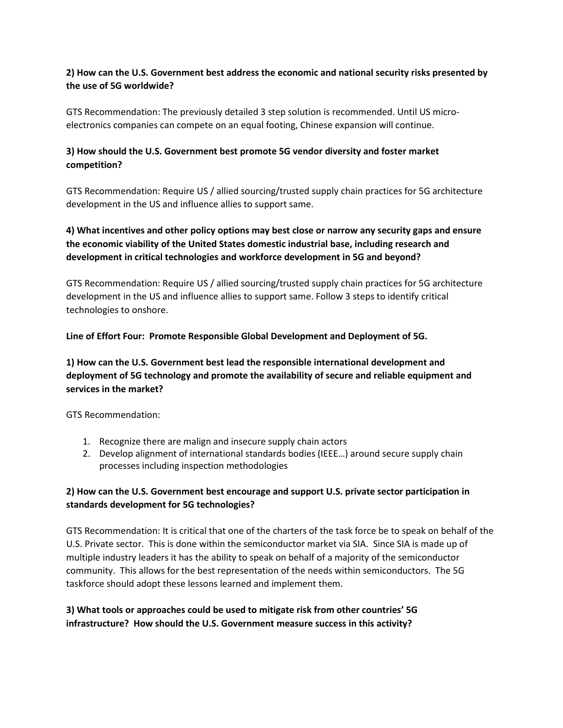**2) How can the U.S. Government best address the economic and national security risks presented by the use of 5G worldwide?**

GTS Recommendation: The previously detailed 3 step solution is recommended. Until US micro-electronics companies can compete on an equal footing, Chinese expansion will continue.

**3) How should the U.S. Government best promote 5G vendor diversity and foster market competition?**

GTS Recommendation: Require US / allied sourcing/trusted supply chain practices for 5G architecture development in the US and influence allies to support same.

**4) What incentives and other policy options may best close or narrow any security gaps and ensure the economic viability of the United States domestic industrial base, including research and development in critical technologies and workforce development in 5G and beyond?**

GTS Recommendation: Require US / allied sourcing/trusted supply chain practices for 5G architecture development in the US and influence allies to support same. Follow 3 steps to identify critical technologies to onshore.

**Line of Effort Four: Promote Responsible Global Development and Deployment of 5G.**

**1) How can the U.S. Government best lead the responsible international development and deployment of 5G technology and promote the availability of secure and reliable equipment and services in the market?**

GTS Recommendation:

1. Recognize there are malign and insecure supply chain actors
2. Develop alignment of international standards bodies (IEEE…) around secure supply chain processes including inspection methodologies

**2) How can the U.S. Government best encourage and support U.S. private sector participation in standards development for 5G technologies?**

GTS Recommendation: It is critical that one of the charters of the task force be to speak on behalf of the U.S. Private sector. This is done within the semiconductor market via SIA. Since SIA is made up of multiple industry leaders it has the ability to speak on behalf of a majority of the semiconductor community. This allows for the best representation of the needs within semiconductors. The 5G taskforce should adopt these lessons learned and implement them.

**3) What tools or approaches could be used to mitigate risk from other countries' 5G infrastructure? How should the U.S. Government measure success in this activity?**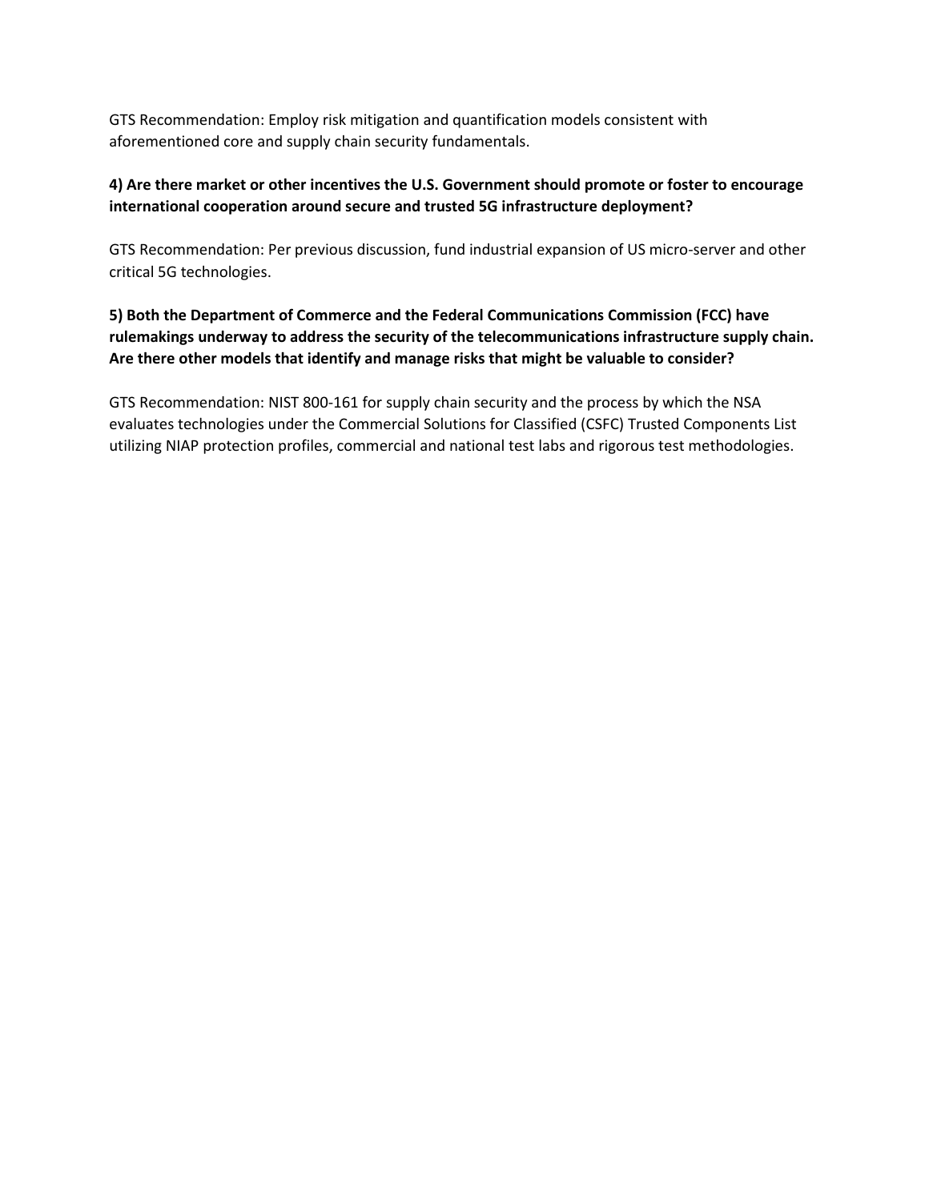GTS Recommendation: Employ risk mitigation and quantification models consistent with aforementioned core and supply chain security fundamentals.

**4) Are there market or other incentives the U.S. Government should promote or foster to encourage international cooperation around secure and trusted 5G infrastructure deployment?**

GTS Recommendation: Per previous discussion, fund industrial expansion of US micro-server and other critical 5G technologies.

**5) Both the Department of Commerce and the Federal Communications Commission (FCC) have rulemakings underway to address the security of the telecommunications infrastructure supply chain. Are there other models that identify and manage risks that might be valuable to consider?**

GTS Recommendation: NIST 800-161 for supply chain security and the process by which the NSA evaluates technologies under the Commercial Solutions for Classified (CSFC) Trusted Components List utilizing NIAP protection profiles, commercial and national test labs and rigorous test methodologies.